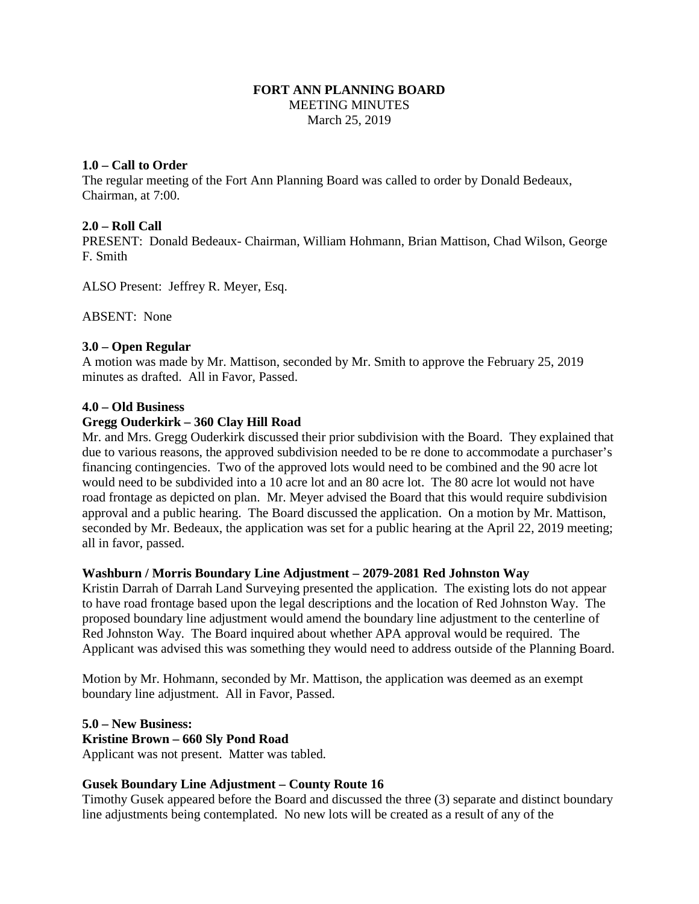**FORT ANN PLANNING BOARD**
MEETING MINUTES
March 25, 2019

**1.0 – Call to Order**
The regular meeting of the Fort Ann Planning Board was called to order by Donald Bedeaux, Chairman, at 7:00.

**2.0 – Roll Call**
PRESENT: Donald Bedeaux- Chairman, William Hohmann, Brian Mattison, Chad Wilson, George F. Smith

ALSO Present: Jeffrey R. Meyer, Esq.

ABSENT: None

**3.0 – Open Regular**
A motion was made by Mr. Mattison, seconded by Mr. Smith to approve the February 25, 2019 minutes as drafted. All in Favor, Passed.

**4.0 – Old Business**
**Gregg Ouderkirk – 360 Clay Hill Road**
Mr. and Mrs. Gregg Ouderkirk discussed their prior subdivision with the Board. They explained that due to various reasons, the approved subdivision needed to be re done to accommodate a purchaser's financing contingencies. Two of the approved lots would need to be combined and the 90 acre lot would need to be subdivided into a 10 acre lot and an 80 acre lot. The 80 acre lot would not have road frontage as depicted on plan. Mr. Meyer advised the Board that this would require subdivision approval and a public hearing. The Board discussed the application. On a motion by Mr. Mattison, seconded by Mr. Bedeaux, the application was set for a public hearing at the April 22, 2019 meeting; all in favor, passed.

**Washburn / Morris Boundary Line Adjustment – 2079-2081 Red Johnston Way**
Kristin Darrah of Darrah Land Surveying presented the application. The existing lots do not appear to have road frontage based upon the legal descriptions and the location of Red Johnston Way. The proposed boundary line adjustment would amend the boundary line adjustment to the centerline of Red Johnston Way. The Board inquired about whether APA approval would be required. The Applicant was advised this was something they would need to address outside of the Planning Board.

Motion by Mr. Hohmann, seconded by Mr. Mattison, the application was deemed as an exempt boundary line adjustment. All in Favor, Passed.

**5.0 – New Business:**
**Kristine Brown – 660 Sly Pond Road**
Applicant was not present. Matter was tabled.

**Gusek Boundary Line Adjustment – County Route 16**
Timothy Gusek appeared before the Board and discussed the three (3) separate and distinct boundary line adjustments being contemplated. No new lots will be created as a result of any of the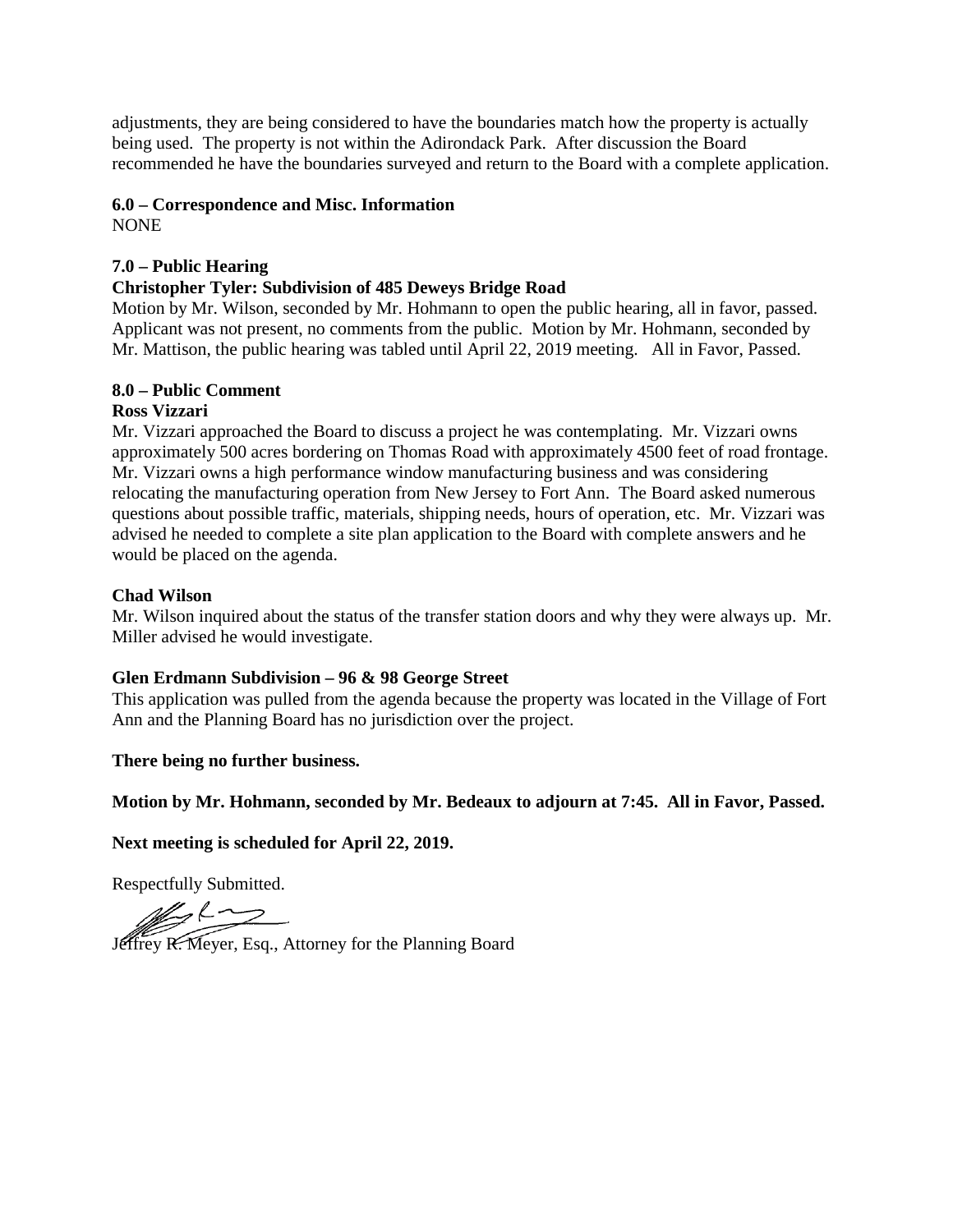adjustments, they are being considered to have the boundaries match how the property is actually being used. The property is not within the Adirondack Park. After discussion the Board recommended he have the boundaries surveyed and return to the Board with a complete application.

**6.0 – Correspondence and Misc. Information**
NONE

**7.0 – Public Hearing**

**Christopher Tyler: Subdivision of 485 Deweys Bridge Road**

Motion by Mr. Wilson, seconded by Mr. Hohmann to open the public hearing, all in favor, passed. Applicant was not present, no comments from the public. Motion by Mr. Hohmann, seconded by Mr. Mattison, the public hearing was tabled until April 22, 2019 meeting. All in Favor, Passed.

**8.0 – Public Comment**

**Ross Vizzari**

Mr. Vizzari approached the Board to discuss a project he was contemplating. Mr. Vizzari owns approximately 500 acres bordering on Thomas Road with approximately 4500 feet of road frontage. Mr. Vizzari owns a high performance window manufacturing business and was considering relocating the manufacturing operation from New Jersey to Fort Ann. The Board asked numerous questions about possible traffic, materials, shipping needs, hours of operation, etc. Mr. Vizzari was advised he needed to complete a site plan application to the Board with complete answers and he would be placed on the agenda.

**Chad Wilson**

Mr. Wilson inquired about the status of the transfer station doors and why they were always up. Mr. Miller advised he would investigate.

**Glen Erdmann Subdivision – 96 & 98 George Street**

This application was pulled from the agenda because the property was located in the Village of Fort Ann and the Planning Board has no jurisdiction over the project.

**There being no further business.**

**Motion by Mr. Hohmann, seconded by Mr. Bedeaux to adjourn at 7:45. All in Favor, Passed.**

**Next meeting is scheduled for April 22, 2019.**

Respectfully Submitted.

Jeffrey R. Meyer, Esq., Attorney for the Planning Board